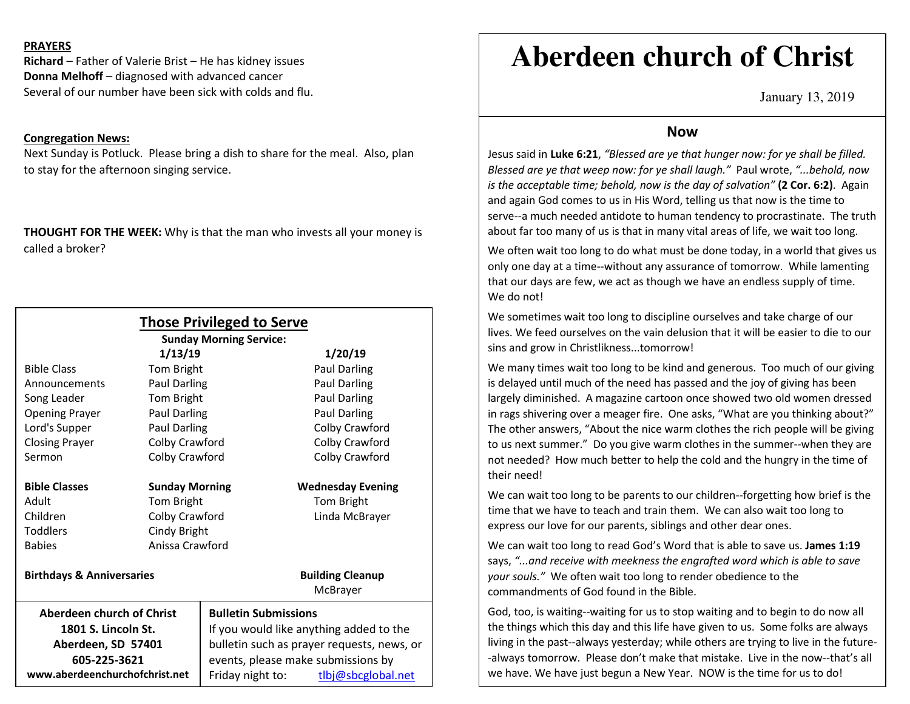**PRAYERS**

**Richard** – Father of Valerie Brist – He has kidney issues
**Donna Melhoff** – diagnosed with advanced cancer
Several of our number have been sick with colds and flu.

**Congregation News:**

Next Sunday is Potluck. Please bring a dish to share for the meal. Also, plan to stay for the afternoon singing service.

**THOUGHT FOR THE WEEK:** Why is that the man who invests all your money is called a broker?

## Those Privileged to Serve

**Sunday Morning Service:**

| | **1/13/19** | **1/20/19** |
|---|---|---|
| Bible Class | Tom Bright | Paul Darling |
| Announcements | Paul Darling | Paul Darling |
| Song Leader | Tom Bright | Paul Darling |
| Opening Prayer | Paul Darling | Paul Darling |
| Lord's Supper | Paul Darling | Colby Crawford |
| Closing Prayer | Colby Crawford | Colby Crawford |
| Sermon | Colby Crawford | Colby Crawford |

| **Bible Classes** | **Sunday Morning** | **Wednesday Evening** |
|---|---|---|
| Adult | Tom Bright | Tom Bright |
| Children | Colby Crawford | Linda McBrayer |
| Toddlers | Cindy Bright | |
| Babies | Anissa Crawford | |

**Birthdays & Anniversaries**

**Building Cleanup**
McBrayer

**Aberdeen church of Christ**
**1801 S. Lincoln St.**
**Aberdeen, SD 57401**
**605-225-3621**
**www.aberdeenchurchofchrist.net**

**Bulletin Submissions**
If you would like anything added to the bulletin such as prayer requests, news, or events, please make submissions by Friday night to: tlbj@sbcglobal.net

# Aberdeen church of Christ

January 13, 2019

## Now

Jesus said in **Luke 6:21**, *"Blessed are ye that hunger now: for ye shall be filled. Blessed are ye that weep now: for ye shall laugh."* Paul wrote, *"...behold, now is the acceptable time; behold, now is the day of salvation"* **(2 Cor. 6:2)**. Again and again God comes to us in His Word, telling us that now is the time to serve--a much needed antidote to human tendency to procrastinate. The truth about far too many of us is that in many vital areas of life, we wait too long.

We often wait too long to do what must be done today, in a world that gives us only one day at a time--without any assurance of tomorrow. While lamenting that our days are few, we act as though we have an endless supply of time. We do not!

We sometimes wait too long to discipline ourselves and take charge of our lives. We feed ourselves on the vain delusion that it will be easier to die to our sins and grow in Christlikness...tomorrow!

We many times wait too long to be kind and generous. Too much of our giving is delayed until much of the need has passed and the joy of giving has been largely diminished. A magazine cartoon once showed two old women dressed in rags shivering over a meager fire. One asks, "What are you thinking about?" The other answers, "About the nice warm clothes the rich people will be giving to us next summer." Do you give warm clothes in the summer--when they are not needed? How much better to help the cold and the hungry in the time of their need!

We can wait too long to be parents to our children--forgetting how brief is the time that we have to teach and train them. We can also wait too long to express our love for our parents, siblings and other dear ones.

We can wait too long to read God's Word that is able to save us. **James 1:19** says, *"...and receive with meekness the engrafted word which is able to save your souls."* We often wait too long to render obedience to the commandments of God found in the Bible.

God, too, is waiting--waiting for us to stop waiting and to begin to do now all the things which this day and this life have given to us. Some folks are always living in the past--always yesterday; while others are trying to live in the future--always tomorrow. Please don't make that mistake. Live in the now--that's all we have. We have just begun a New Year. NOW is the time for us to do!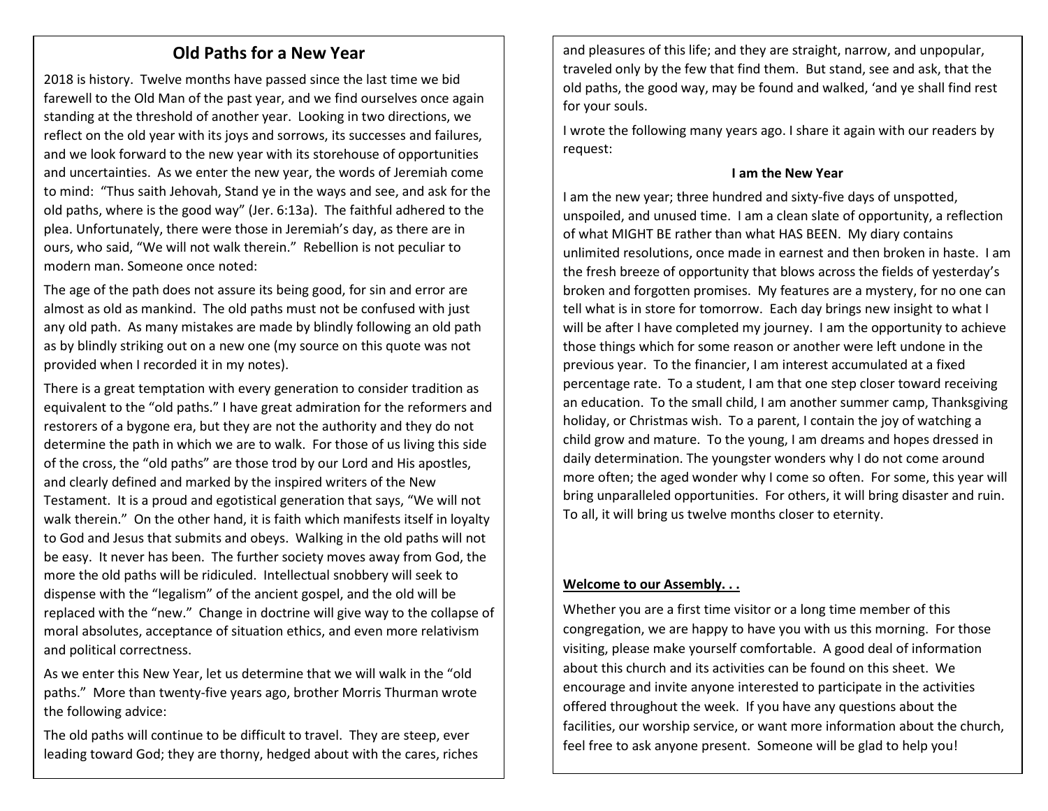## Old Paths for a New Year

2018 is history. Twelve months have passed since the last time we bid farewell to the Old Man of the past year, and we find ourselves once again standing at the threshold of another year. Looking in two directions, we reflect on the old year with its joys and sorrows, its successes and failures, and we look forward to the new year with its storehouse of opportunities and uncertainties. As we enter the new year, the words of Jeremiah come to mind: "Thus saith Jehovah, Stand ye in the ways and see, and ask for the old paths, where is the good way" (Jer. 6:13a). The faithful adhered to the plea. Unfortunately, there were those in Jeremiah's day, as there are in ours, who said, "We will not walk therein." Rebellion is not peculiar to modern man. Someone once noted:

The age of the path does not assure its being good, for sin and error are almost as old as mankind. The old paths must not be confused with just any old path. As many mistakes are made by blindly following an old path as by blindly striking out on a new one (my source on this quote was not provided when I recorded it in my notes).

There is a great temptation with every generation to consider tradition as equivalent to the "old paths." I have great admiration for the reformers and restorers of a bygone era, but they are not the authority and they do not determine the path in which we are to walk. For those of us living this side of the cross, the "old paths" are those trod by our Lord and His apostles, and clearly defined and marked by the inspired writers of the New Testament. It is a proud and egotistical generation that says, "We will not walk therein." On the other hand, it is faith which manifests itself in loyalty to God and Jesus that submits and obeys. Walking in the old paths will not be easy. It never has been. The further society moves away from God, the more the old paths will be ridiculed. Intellectual snobbery will seek to dispense with the "legalism" of the ancient gospel, and the old will be replaced with the "new." Change in doctrine will give way to the collapse of moral absolutes, acceptance of situation ethics, and even more relativism and political correctness.

As we enter this New Year, let us determine that we will walk in the "old paths." More than twenty-five years ago, brother Morris Thurman wrote the following advice:

The old paths will continue to be difficult to travel. They are steep, ever leading toward God; they are thorny, hedged about with the cares, riches and pleasures of this life; and they are straight, narrow, and unpopular, traveled only by the few that find them. But stand, see and ask, that the old paths, the good way, may be found and walked, 'and ye shall find rest for your souls.

I wrote the following many years ago. I share it again with our readers by request:

**I am the New Year**

I am the new year; three hundred and sixty-five days of unspotted, unspoiled, and unused time. I am a clean slate of opportunity, a reflection of what MIGHT BE rather than what HAS BEEN. My diary contains unlimited resolutions, once made in earnest and then broken in haste. I am the fresh breeze of opportunity that blows across the fields of yesterday's broken and forgotten promises. My features are a mystery, for no one can tell what is in store for tomorrow. Each day brings new insight to what I will be after I have completed my journey. I am the opportunity to achieve those things which for some reason or another were left undone in the previous year. To the financier, I am interest accumulated at a fixed percentage rate. To a student, I am that one step closer toward receiving an education. To the small child, I am another summer camp, Thanksgiving holiday, or Christmas wish. To a parent, I contain the joy of watching a child grow and mature. To the young, I am dreams and hopes dressed in daily determination. The youngster wonders why I do not come around more often; the aged wonder why I come so often. For some, this year will bring unparalleled opportunities. For others, it will bring disaster and ruin. To all, it will bring us twelve months closer to eternity.

**Welcome to our Assembly. . .**

Whether you are a first time visitor or a long time member of this congregation, we are happy to have you with us this morning. For those visiting, please make yourself comfortable. A good deal of information about this church and its activities can be found on this sheet. We encourage and invite anyone interested to participate in the activities offered throughout the week. If you have any questions about the facilities, our worship service, or want more information about the church, feel free to ask anyone present. Someone will be glad to help you!